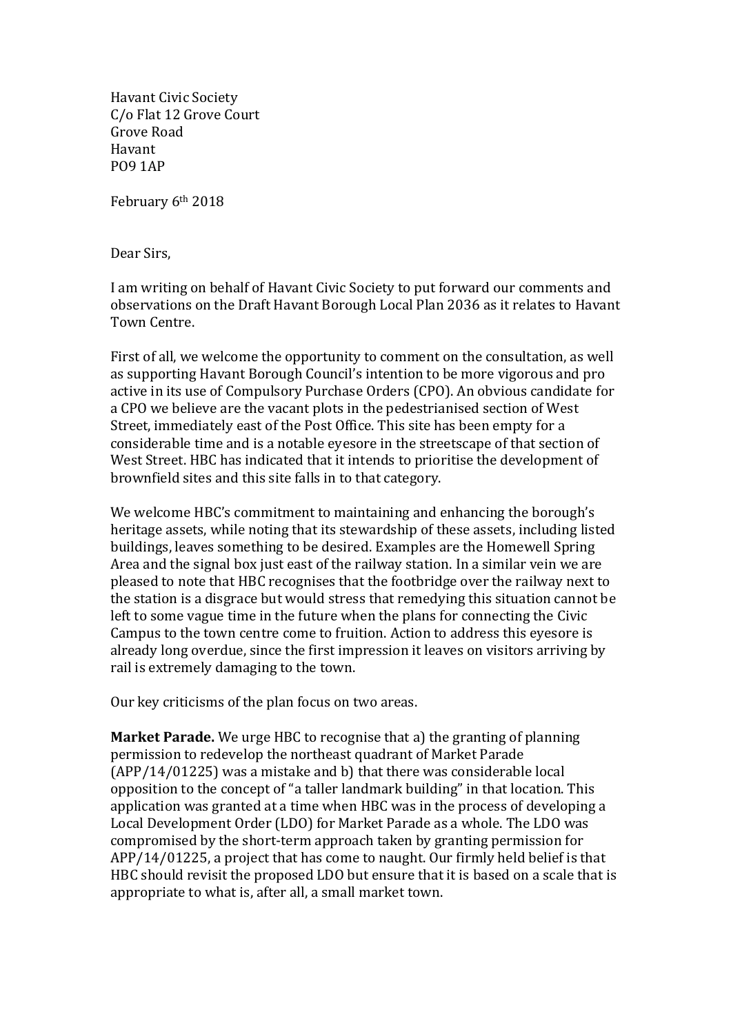Havant Civic Society
C/o Flat 12 Grove Court
Grove Road
Havant
PO9 1AP

February 6th 2018

Dear Sirs,

I am writing on behalf of Havant Civic Society to put forward our comments and observations on the Draft Havant Borough Local Plan 2036 as it relates to Havant Town Centre.

First of all, we welcome the opportunity to comment on the consultation, as well as supporting Havant Borough Council's intention to be more vigorous and pro active in its use of Compulsory Purchase Orders (CPO). An obvious candidate for a CPO we believe are the vacant plots in the pedestrianised section of West Street, immediately east of the Post Office. This site has been empty for a considerable time and is a notable eyesore in the streetscape of that section of West Street. HBC has indicated that it intends to prioritise the development of brownfield sites and this site falls in to that category.

We welcome HBC's commitment to maintaining and enhancing the borough's heritage assets, while noting that its stewardship of these assets, including listed buildings, leaves something to be desired. Examples are the Homewell Spring Area and the signal box just east of the railway station. In a similar vein we are pleased to note that HBC recognises that the footbridge over the railway next to the station is a disgrace but would stress that remedying this situation cannot be left to some vague time in the future when the plans for connecting the Civic Campus to the town centre come to fruition. Action to address this eyesore is already long overdue, since the first impression it leaves on visitors arriving by rail is extremely damaging to the town.

Our key criticisms of the plan focus on two areas.

**Market Parade.** We urge HBC to recognise that a) the granting of planning permission to redevelop the northeast quadrant of Market Parade (APP/14/01225) was a mistake and b) that there was considerable local opposition to the concept of "a taller landmark building" in that location. This application was granted at a time when HBC was in the process of developing a Local Development Order (LDO) for Market Parade as a whole. The LDO was compromised by the short-term approach taken by granting permission for APP/14/01225, a project that has come to naught. Our firmly held belief is that HBC should revisit the proposed LDO but ensure that it is based on a scale that is appropriate to what is, after all, a small market town.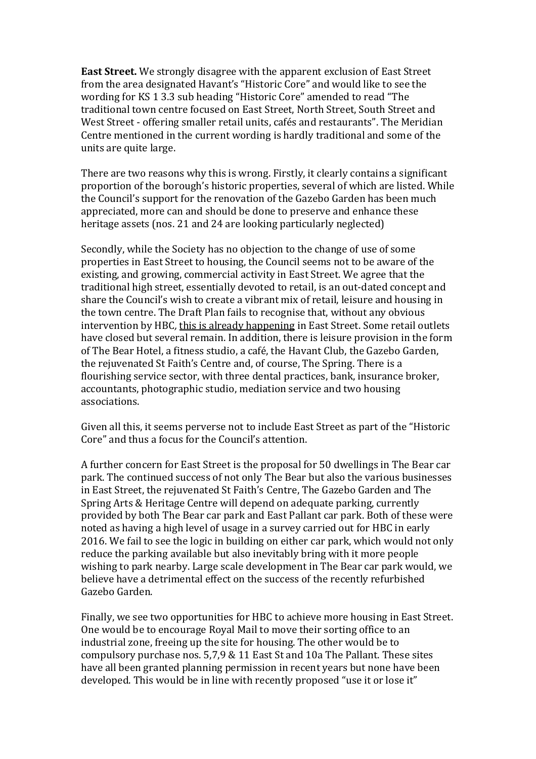**East Street.** We strongly disagree with the apparent exclusion of East Street from the area designated Havant's "Historic Core" and would like to see the wording for KS 1 3.3 sub heading "Historic Core" amended to read "The traditional town centre focused on East Street, North Street, South Street and West Street - offering smaller retail units, cafés and restaurants". The Meridian Centre mentioned in the current wording is hardly traditional and some of the units are quite large.

There are two reasons why this is wrong. Firstly, it clearly contains a significant proportion of the borough's historic properties, several of which are listed. While the Council's support for the renovation of the Gazebo Garden has been much appreciated, more can and should be done to preserve and enhance these heritage assets (nos. 21 and 24 are looking particularly neglected)

Secondly, while the Society has no objection to the change of use of some properties in East Street to housing, the Council seems not to be aware of the existing, and growing, commercial activity in East Street. We agree that the traditional high street, essentially devoted to retail, is an out-dated concept and share the Council's wish to create a vibrant mix of retail, leisure and housing in the town centre. The Draft Plan fails to recognise that, without any obvious intervention by HBC, <u>this is already happening</u> in East Street. Some retail outlets have closed but several remain. In addition, there is leisure provision in the form of The Bear Hotel, a fitness studio, a café, the Havant Club, the Gazebo Garden, the rejuvenated St Faith's Centre and, of course, The Spring. There is a flourishing service sector, with three dental practices, bank, insurance broker, accountants, photographic studio, mediation service and two housing associations.

Given all this, it seems perverse not to include East Street as part of the "Historic Core" and thus a focus for the Council's attention.

A further concern for East Street is the proposal for 50 dwellings in The Bear car park. The continued success of not only The Bear but also the various businesses in East Street, the rejuvenated St Faith's Centre, The Gazebo Garden and The Spring Arts & Heritage Centre will depend on adequate parking, currently provided by both The Bear car park and East Pallant car park. Both of these were noted as having a high level of usage in a survey carried out for HBC in early 2016. We fail to see the logic in building on either car park, which would not only reduce the parking available but also inevitably bring with it more people wishing to park nearby. Large scale development in The Bear car park would, we believe have a detrimental effect on the success of the recently refurbished Gazebo Garden.

Finally, we see two opportunities for HBC to achieve more housing in East Street. One would be to encourage Royal Mail to move their sorting office to an industrial zone, freeing up the site for housing. The other would be to compulsory purchase nos. 5,7,9 & 11 East St and 10a The Pallant. These sites have all been granted planning permission in recent years but none have been developed. This would be in line with recently proposed "use it or lose it"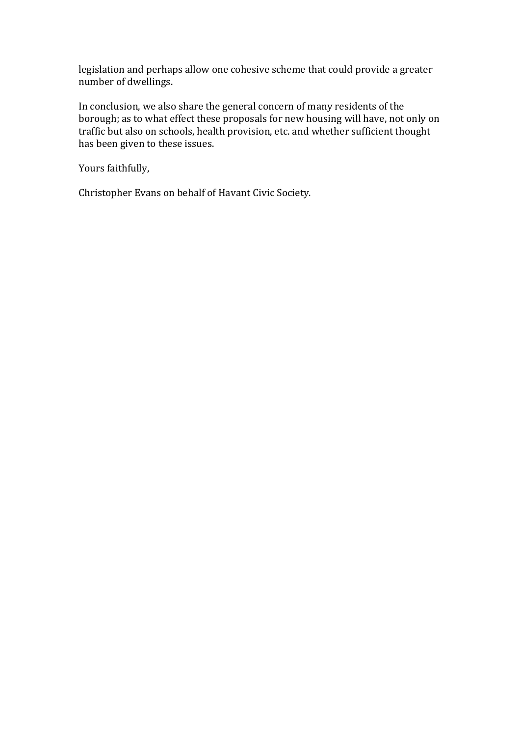legislation and perhaps allow one cohesive scheme that could provide a greater number of dwellings.

In conclusion, we also share the general concern of many residents of the borough; as to what effect these proposals for new housing will have, not only on traffic but also on schools, health provision, etc. and whether sufficient thought has been given to these issues.

Yours faithfully,

Christopher Evans on behalf of Havant Civic Society.